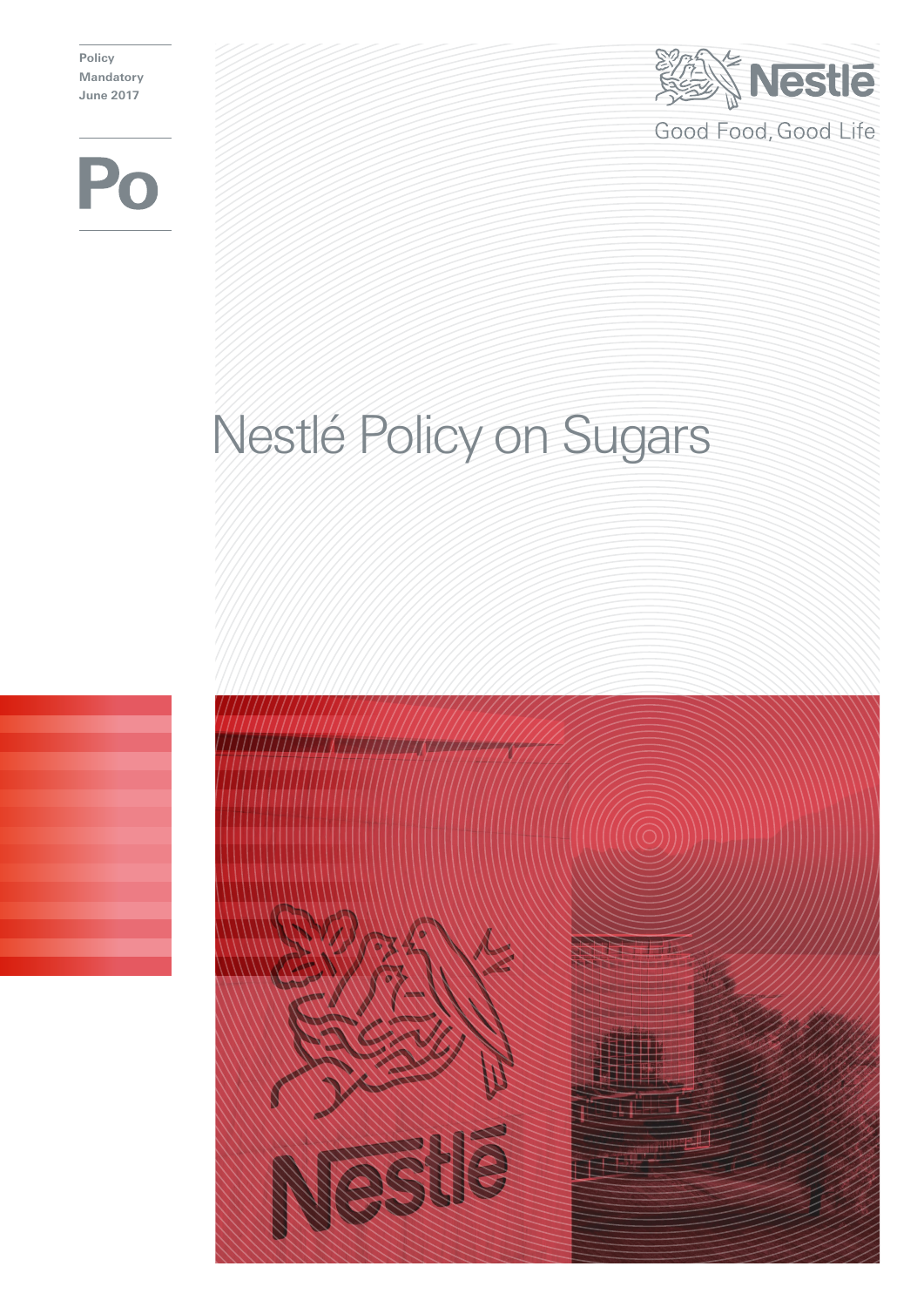Policy
Mandatory
June 2017

Po

Nestlé

Good Food, Good Life

# Nestlé Policy on Sugars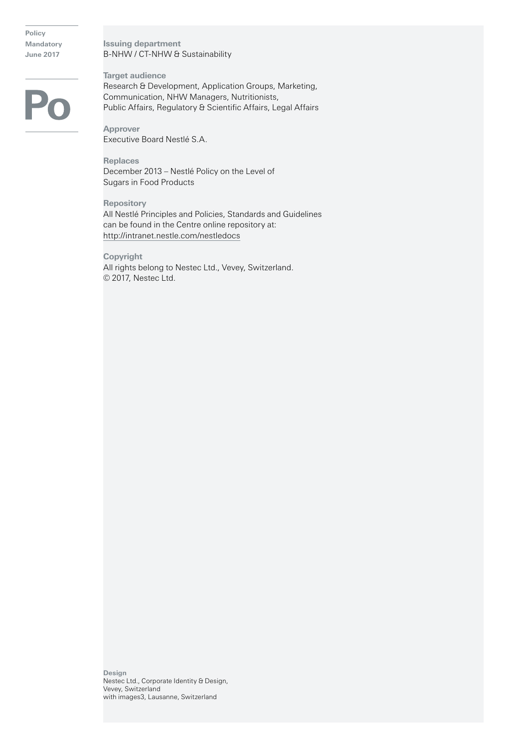Policy
Mandatory
June 2017

# Po

**Issuing department**
B-NHW / CT-NHW & Sustainability

**Target audience**
Research & Development, Application Groups, Marketing, Communication, NHW Managers, Nutritionists, Public Affairs, Regulatory & Scientific Affairs, Legal Affairs

**Approver**
Executive Board Nestlé S.A.

**Replaces**
December 2013 – Nestlé Policy on the Level of Sugars in Food Products

**Repository**
All Nestlé Principles and Policies, Standards and Guidelines can be found in the Centre online repository at:
http://intranet.nestle.com/nestledocs

**Copyright**
All rights belong to Nestec Ltd., Vevey, Switzerland.
© 2017, Nestec Ltd.

**Design**
Nestec Ltd., Corporate Identity & Design,
Vevey, Switzerland
with images3, Lausanne, Switzerland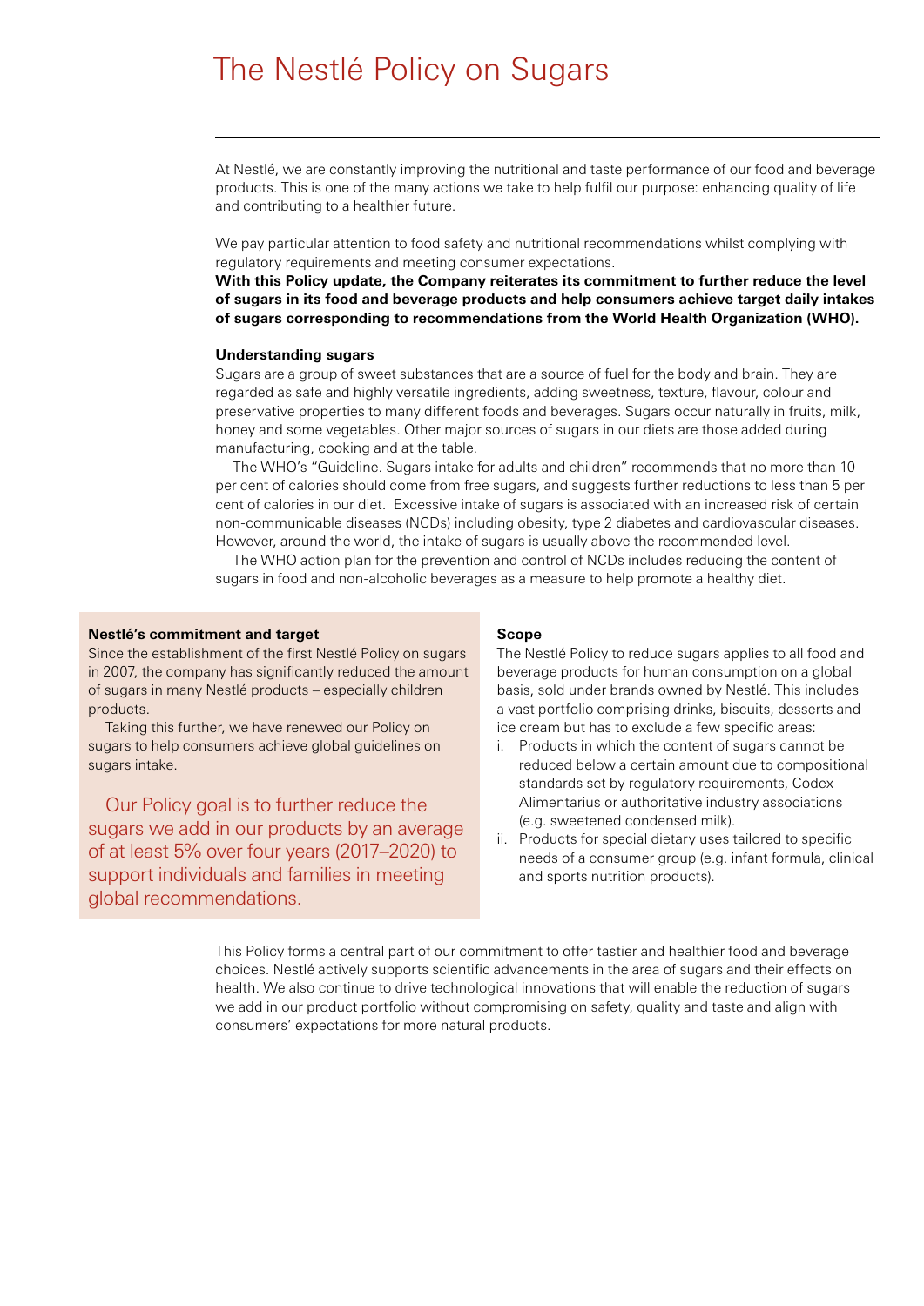# The Nestlé Policy on Sugars

At Nestlé, we are constantly improving the nutritional and taste performance of our food and beverage products. This is one of the many actions we take to help fulfil our purpose: enhancing quality of life and contributing to a healthier future.

We pay particular attention to food safety and nutritional recommendations whilst complying with regulatory requirements and meeting consumer expectations.

**With this Policy update, the Company reiterates its commitment to further reduce the level of sugars in its food and beverage products and help consumers achieve target daily intakes of sugars corresponding to recommendations from the World Health Organization (WHO).**

### Understanding sugars

Sugars are a group of sweet substances that are a source of fuel for the body and brain. They are regarded as safe and highly versatile ingredients, adding sweetness, texture, flavour, colour and preservative properties to many different foods and beverages. Sugars occur naturally in fruits, milk, honey and some vegetables. Other major sources of sugars in our diets are those added during manufacturing, cooking and at the table.

The WHO's "Guideline. Sugars intake for adults and children" recommends that no more than 10 per cent of calories should come from free sugars, and suggests further reductions to less than 5 per cent of calories in our diet. Excessive intake of sugars is associated with an increased risk of certain non-communicable diseases (NCDs) including obesity, type 2 diabetes and cardiovascular diseases. However, around the world, the intake of sugars is usually above the recommended level.

The WHO action plan for the prevention and control of NCDs includes reducing the content of sugars in food and non-alcoholic beverages as a measure to help promote a healthy diet.

### Nestlé's commitment and target

Since the establishment of the first Nestlé Policy on sugars in 2007, the company has significantly reduced the amount of sugars in many Nestlé products – especially children products.

Taking this further, we have renewed our Policy on sugars to help consumers achieve global guidelines on sugars intake.

Our Policy goal is to further reduce the sugars we add in our products by an average of at least 5% over four years (2017–2020) to support individuals and families in meeting global recommendations.

### Scope

The Nestlé Policy to reduce sugars applies to all food and beverage products for human consumption on a global basis, sold under brands owned by Nestlé. This includes a vast portfolio comprising drinks, biscuits, desserts and ice cream but has to exclude a few specific areas:

i. Products in which the content of sugars cannot be reduced below a certain amount due to compositional standards set by regulatory requirements, Codex Alimentarius or authoritative industry associations (e.g. sweetened condensed milk).

ii. Products for special dietary uses tailored to specific needs of a consumer group (e.g. infant formula, clinical and sports nutrition products).

This Policy forms a central part of our commitment to offer tastier and healthier food and beverage choices. Nestlé actively supports scientific advancements in the area of sugars and their effects on health. We also continue to drive technological innovations that will enable the reduction of sugars we add in our product portfolio without compromising on safety, quality and taste and align with consumers' expectations for more natural products.